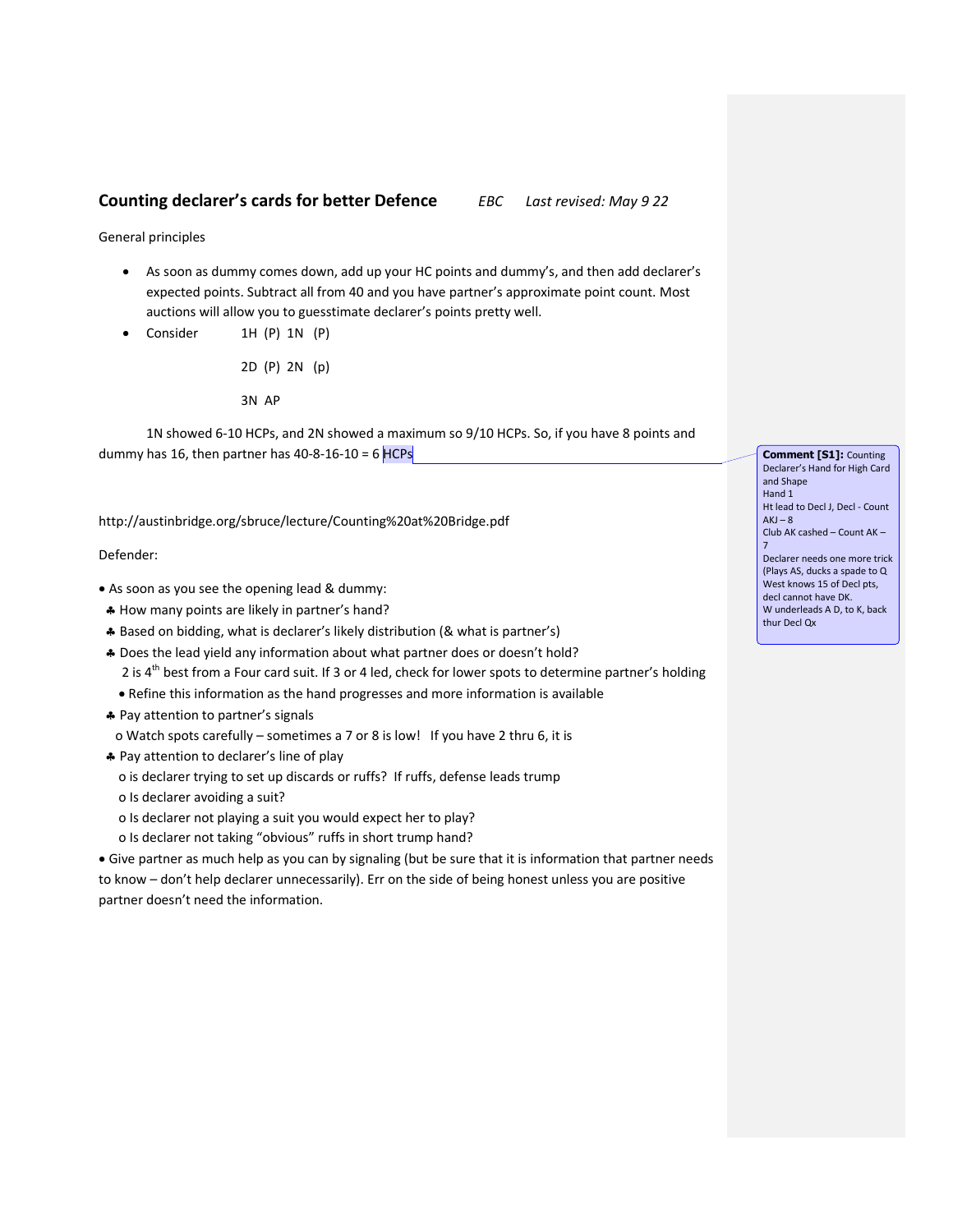## Counting declarer's cards for better Defence *EBC Last revised: May 9 22*

General principles

- As soon as dummy comes down, add up your HC points and dummy's, and then add declarer's expected points. Subtract all from 40 and you have partner's approximate point count. Most auctions will allow you to guesstimate declarer's points pretty well.
- Consider 1H (P) 1N (P)

  2D (P) 2N (p)

  3N AP

1N showed 6-10 HCPs, and 2N showed a maximum so 9/10 HCPs. So, if you have 8 points and dummy has 16, then partner has 40-8-16-10 = 6 HCPs

> **Comment [S1]:** Counting Declarer's Hand for High Card and Shape
> Hand 1
> Ht lead to Decl J, Decl - Count AKJ – 8
> Club AK cashed – Count AK – 7
> Declarer needs one more trick (Plays AS, ducks a spade to Q
> West knows 15 of Decl pts, decl cannot have DK.
> W underleads A D, to K, back thur Decl Qx

http://austinbridge.org/sbruce/lecture/Counting%20at%20Bridge.pdf

Defender:

- As soon as you see the opening lead & dummy:
  - ♣ How many points are likely in partner's hand?
  - ♣ Based on bidding, what is declarer's likely distribution (& what is partner's)
  - ♣ Does the lead yield any information about what partner does or doesn't hold?
    2 is 4th best from a Four card suit. If 3 or 4 led, check for lower spots to determine partner's holding
    - Refine this information as the hand progresses and more information is available
  - ♣ Pay attention to partner's signals
    - o Watch spots carefully – sometimes a 7 or 8 is low! If you have 2 thru 6, it is
  - ♣ Pay attention to declarer's line of play
    - o is declarer trying to set up discards or ruffs? If ruffs, defense leads trump
    - o Is declarer avoiding a suit?
    - o Is declarer not playing a suit you would expect her to play?
    - o Is declarer not taking "obvious" ruffs in short trump hand?
- Give partner as much help as you can by signaling (but be sure that it is information that partner needs to know – don't help declarer unnecessarily). Err on the side of being honest unless you are positive partner doesn't need the information.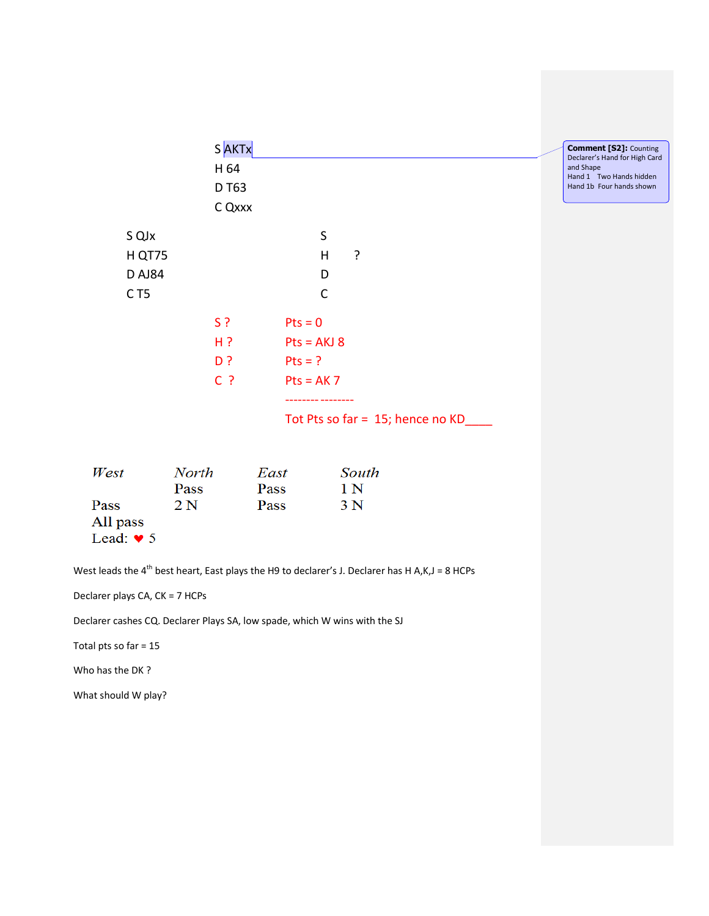S AKTx
H 64
D T63
C Qxxx

S QJx
H QT75
D AJ84
C T5

S
H ?
D
C

| | |
|---|---|
| S ? | Pts = 0 |
| H ? | Pts = AKJ 8 |
| D ? | Pts = ? |
| C ? | Pts = AK 7 |
| | -------- -------- |
| | Tot Pts so far = 15; hence no KD____ |

Comment [S2]: Counting Declarer's Hand for High Card and Shape
Hand 1 Two Hands hidden
Hand 1b Four hands shown

| *West* | *North* | *East* | *South* |
|---|---|---|---|
| | Pass | Pass | 1 N |
| Pass | 2 N | Pass | 3 N |
| All pass | | | |

Lead: ♥ 5

West leads the 4th best heart, East plays the H9 to declarer's J. Declarer has H A,K,J = 8 HCPs

Declarer plays CA, CK = 7 HCPs

Declarer cashes CQ. Declarer Plays SA, low spade, which W wins with the SJ

Total pts so far = 15

Who has the DK ?

What should W play?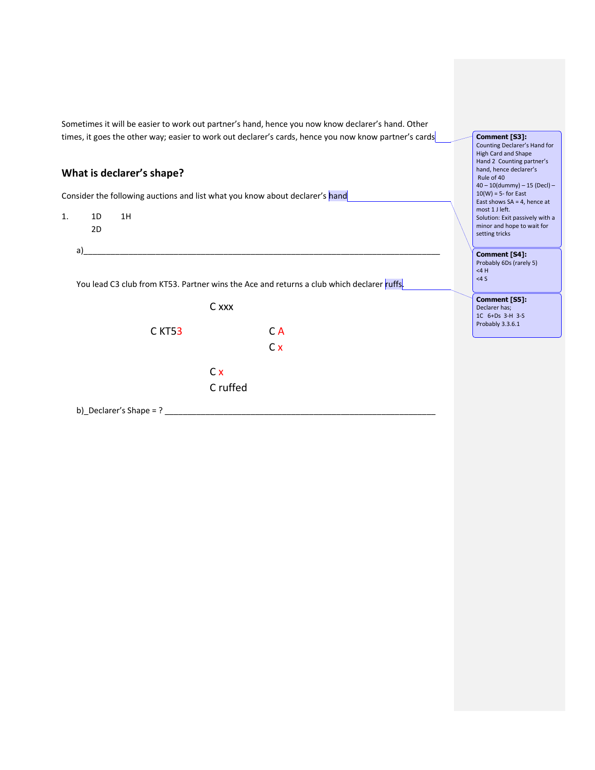Sometimes it will be easier to work out partner's hand, hence you now know declarer's hand. Other times, it goes the other way; easier to work out declarer's cards, hence you now know partner's cards

## What is declarer's shape?

Consider the following auctions and list what you know about declarer's hand

1. 1D 1H
   2D

a)\_\_\_\_\_\_\_\_\_\_\_\_\_\_\_\_\_\_\_\_\_\_\_\_\_\_\_\_\_\_\_\_\_\_\_\_\_\_\_\_\_\_\_\_\_\_\_\_\_\_\_\_\_\_\_\_\_\_\_\_\_\_\_\_\_\_\_\_\_\_\_\_\_\_\_\_\_

You lead C3 club from KT53. Partner wins the Ace and returns a club which declarer ruffs.

C xxx

C KT53 C A

C x

C x

C ruffed

b)\_Declarer's Shape = ? \_\_\_\_\_\_\_\_\_\_\_\_\_\_\_\_\_\_\_\_\_\_\_\_\_\_\_\_\_\_\_\_\_\_\_\_\_\_\_\_\_\_\_\_\_\_\_\_\_\_\_\_\_\_\_\_

**Comment [S3]:** Counting Declarer's Hand for High Card and Shape
Hand 2 Counting partner's hand, hence declarer's
Rule of 40
40 – 10(dummy) – 15 (Decl) – 10(W) = 5- for East
East shows SA = 4, hence at most 1 J left.
Solution: Exit passively with a minor and hope to wait for setting tricks

**Comment [S4]:** Probably 6Ds (rarely 5)
<4 H
<4 S

**Comment [S5]:** Declarer has;
1C 6+Ds 3-H 3-S
Probably 3.3.6.1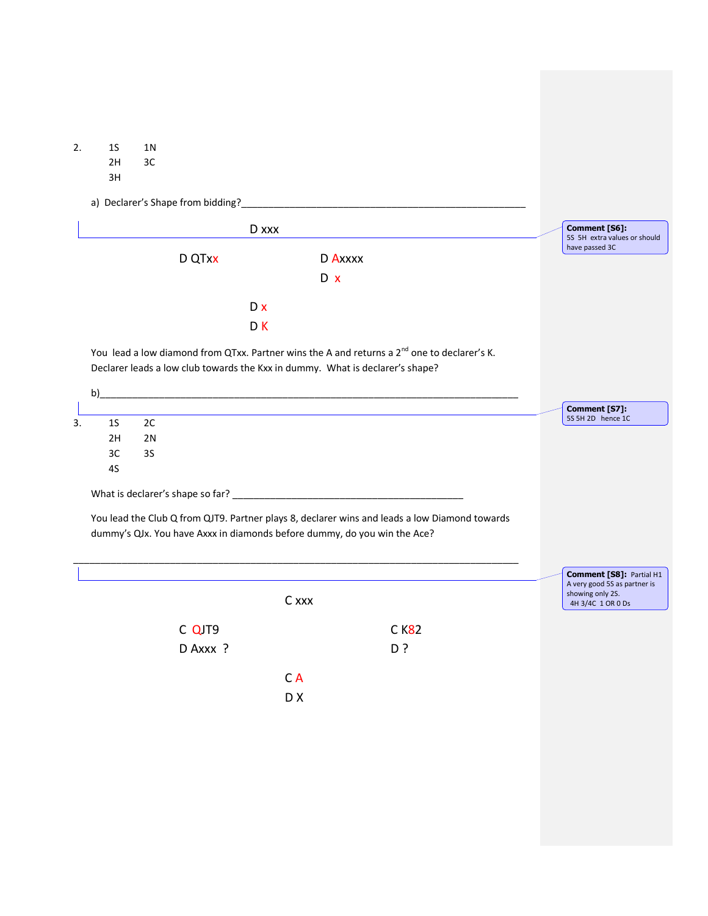2.

| | |
|---|---|
| 1S | 1N |
| 2H | 3C |
| 3H | |

a) Declarer's Shape from bidding?\_\_\_\_\_\_\_\_\_\_\_\_\_\_\_\_\_\_\_\_\_\_\_\_\_\_\_\_\_\_\_\_\_\_\_\_\_\_\_\_\_\_\_\_\_\_\_\_\_\_\_\_

> **Comment [S6]:** 5S 5H extra values or should have passed 3C

D xxx

D QTxx　　　　　　　　　D Axxxx
　　　　　　　　　　　　　D x

D x
D K

You lead a low diamond from QTxx. Partner wins the A and returns a 2nd one to declarer's K. Declarer leads a low club towards the Kxx in dummy. What is declarer's shape?

b)\_\_\_\_\_\_\_\_\_\_\_\_\_\_\_\_\_\_\_\_\_\_\_\_\_\_\_\_\_\_\_\_\_\_\_\_\_\_\_\_\_\_\_\_\_\_\_\_\_\_\_\_\_\_\_\_\_\_\_\_\_\_\_\_\_\_\_\_\_\_\_\_

> **Comment [S7]:** 5S 5H 2D hence 1C

3.

| | |
|---|---|
| 1S | 2C |
| 2H | 2N |
| 3C | 3S |
| 4S | |

What is declarer's shape so far? \_\_\_\_\_\_\_\_\_\_\_\_\_\_\_\_\_\_\_\_\_\_\_\_\_\_\_\_\_\_\_\_\_\_\_\_\_\_\_\_\_\_\_\_

You lead the Club Q from QJT9. Partner plays 8, declarer wins and leads a low Diamond towards dummy's QJx. You have Axxx in diamonds before dummy, do you win the Ace?

\_\_\_\_\_\_\_\_\_\_\_\_\_\_\_\_\_\_\_\_\_\_\_\_\_\_\_\_\_\_\_\_\_\_\_\_\_\_\_\_\_\_\_\_\_\_\_\_\_\_\_\_\_\_\_\_\_\_\_\_\_\_\_\_\_\_\_\_\_\_\_\_\_\_\_\_

> **Comment [S8]:** Partial H1 A very good 5S as partner is showing only 2S. 4H 3/4C 1 OR 0 Ds

C xxx

C QJT9　　　　　　　　　C K82
D Axxx ?　　　　　　　　D ?

C A
D X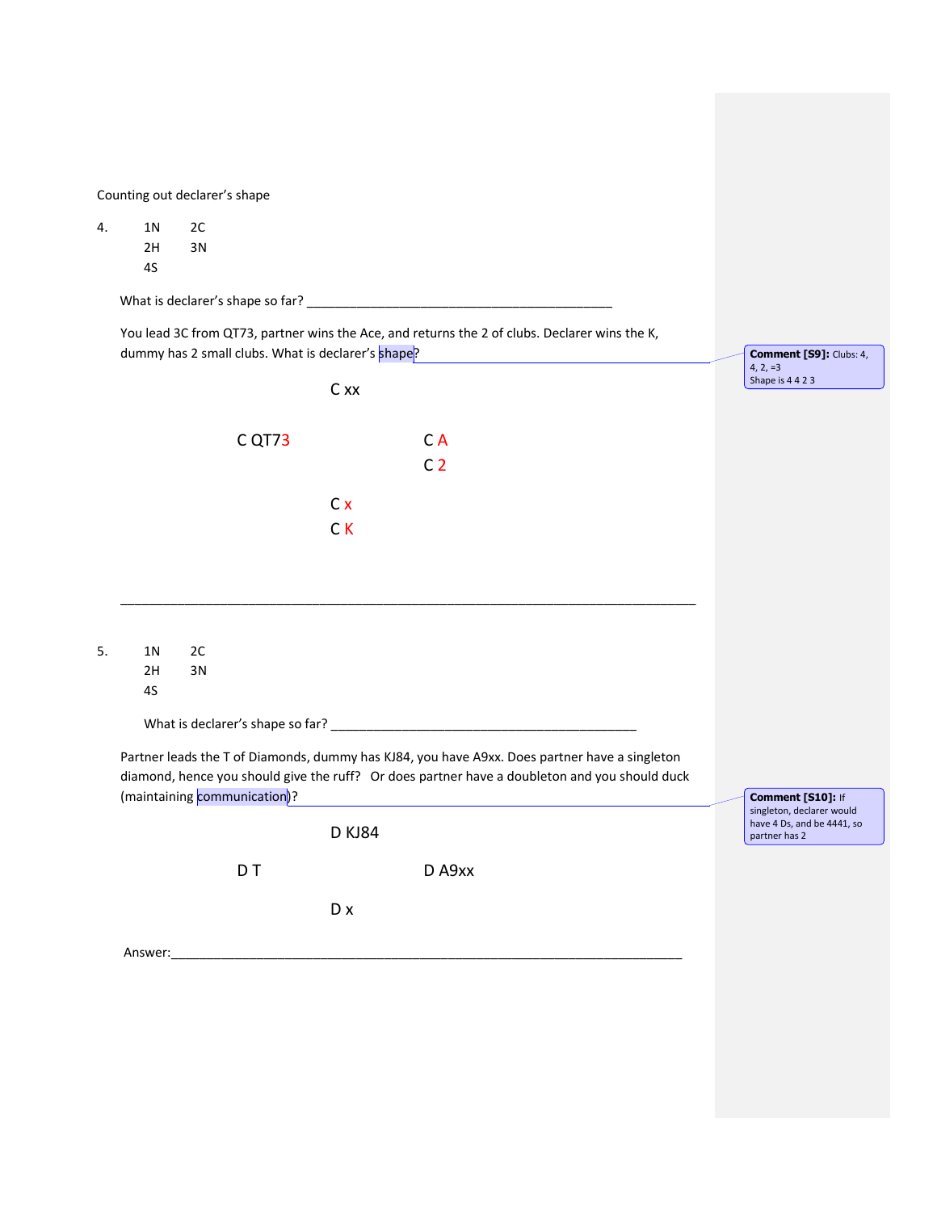Counting out declarer's shape

4.

| 1N | 2C |
|---|---|
| 2H | 3N |
| 4S | |

What is declarer's shape so far? ____________________________________________

You lead 3C from QT73, partner wins the Ace, and returns the 2 of clubs. Declarer wins the K, dummy has 2 small clubs. What is declarer's shape? ____________________________________________

> **Comment [S9]:** Clubs: 4, 4, 2, =3
> Shape is 4 4 2 3

C xx

C QT73 C A
C 2

C x
C K

____________________________________________________________________________________

5.

| 1N | 2C |
|---|---|
| 2H | 3N |
| 4S | |

What is declarer's shape so far? ____________________________________________

Partner leads the T of Diamonds, dummy has KJ84, you have A9xx. Does partner have a singleton diamond, hence you should give the ruff? Or does partner have a doubleton and you should duck (maintaining communication)?

> **Comment [S10]:** If singleton, declarer would have 4 Ds, and be 4441, so partner has 2

D KJ84

D T D A9xx

D x

Answer:___________________________________________________________________________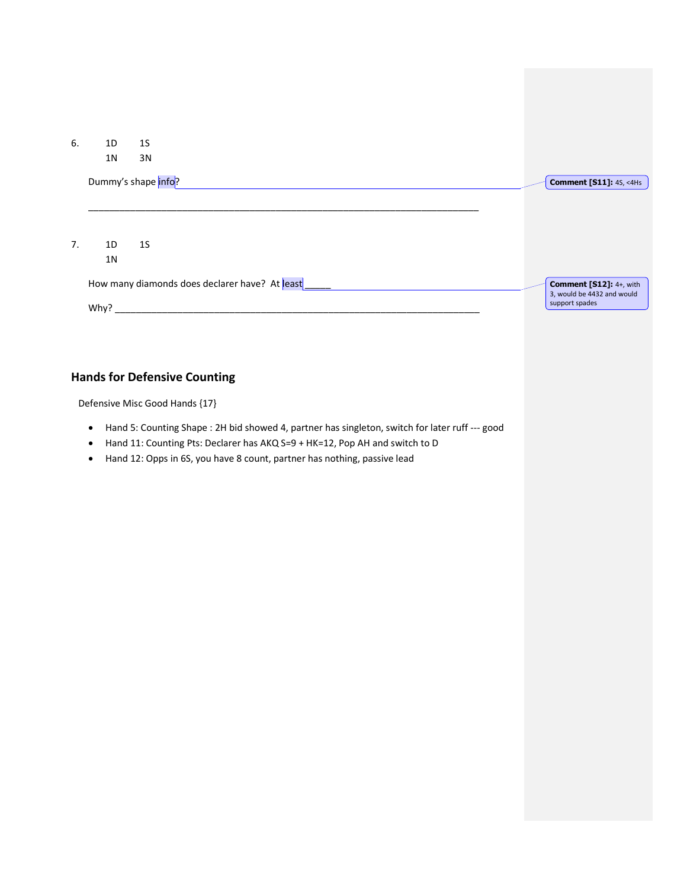6. 1D 1S
   1N 3N

   Dummy's shape info?

   ___________________________________________________________________________

Comment [S11]: 4S, <4Hs

7. 1D 1S
   1N

   How many diamonds does declarer have? At least _____

   Why? ______________________________________________________________________

Comment [S12]: 4+, with 3, would be 4432 and would support spades

## Hands for Defensive Counting

Defensive Misc Good Hands {17}

- Hand 5: Counting Shape : 2H bid showed 4, partner has singleton, switch for later ruff --- good
- Hand 11: Counting Pts: Declarer has AKQ S=9 + HK=12, Pop AH and switch to D
- Hand 12: Opps in 6S, you have 8 count, partner has nothing, passive lead